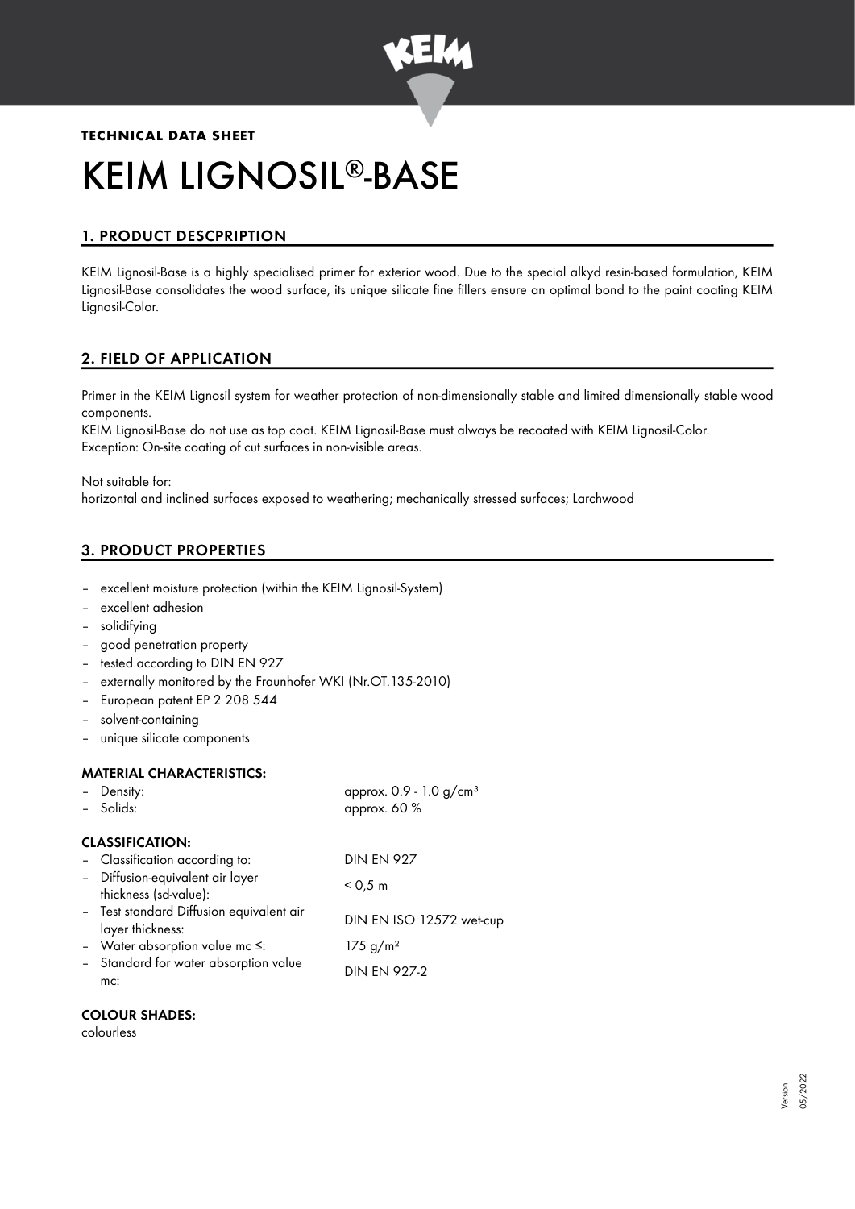**TECHNICAL DATA SHEET**

# KEIM LIGNOSIL®-BASE

## 1. PRODUCT DESCPRIPTION

KEIM Lignosil-Base is a highly specialised primer for exterior wood. Due to the special alkyd resin-based formulation, KEIM Lignosil-Base consolidates the wood surface, its unique silicate fine fillers ensure an optimal bond to the paint coating KEIM Lignosil-Color.

## 2. FIELD OF APPLICATION

Primer in the KEIM Lignosil system for weather protection of non-dimensionally stable and limited dimensionally stable wood components.
KEIM Lignosil-Base do not use as top coat. KEIM Lignosil-Base must always be recoated with KEIM Lignosil-Color.
Exception: On-site coating of cut surfaces in non-visible areas.

Not suitable for:
horizontal and inclined surfaces exposed to weathering; mechanically stressed surfaces; Larchwood

## 3. PRODUCT PROPERTIES

- excellent moisture protection (within the KEIM Lignosil-System)
- excellent adhesion
- solidifying
- good penetration property
- tested according to DIN EN 927
- externally monitored by the Fraunhofer WKI (Nr.OT.135-2010)
- European patent EP 2 208 544
- solvent-containing
- unique silicate components

### MATERIAL CHARACTERISTICS:

- Density: approx. 0.9 - 1.0 g/cm³
- Solids: approx. 60 %

### CLASSIFICATION:

- Classification according to: DIN EN 927
- Diffusion-equivalent air layer thickness (sd-value): < 0,5 m
- Test standard Diffusion equivalent air layer thickness: DIN EN ISO 12572 wet-cup
- Water absorption value mc ≤: 175 g/m²
- Standard for water absorption value mc: DIN EN 927-2

### COLOUR SHADES:

colourless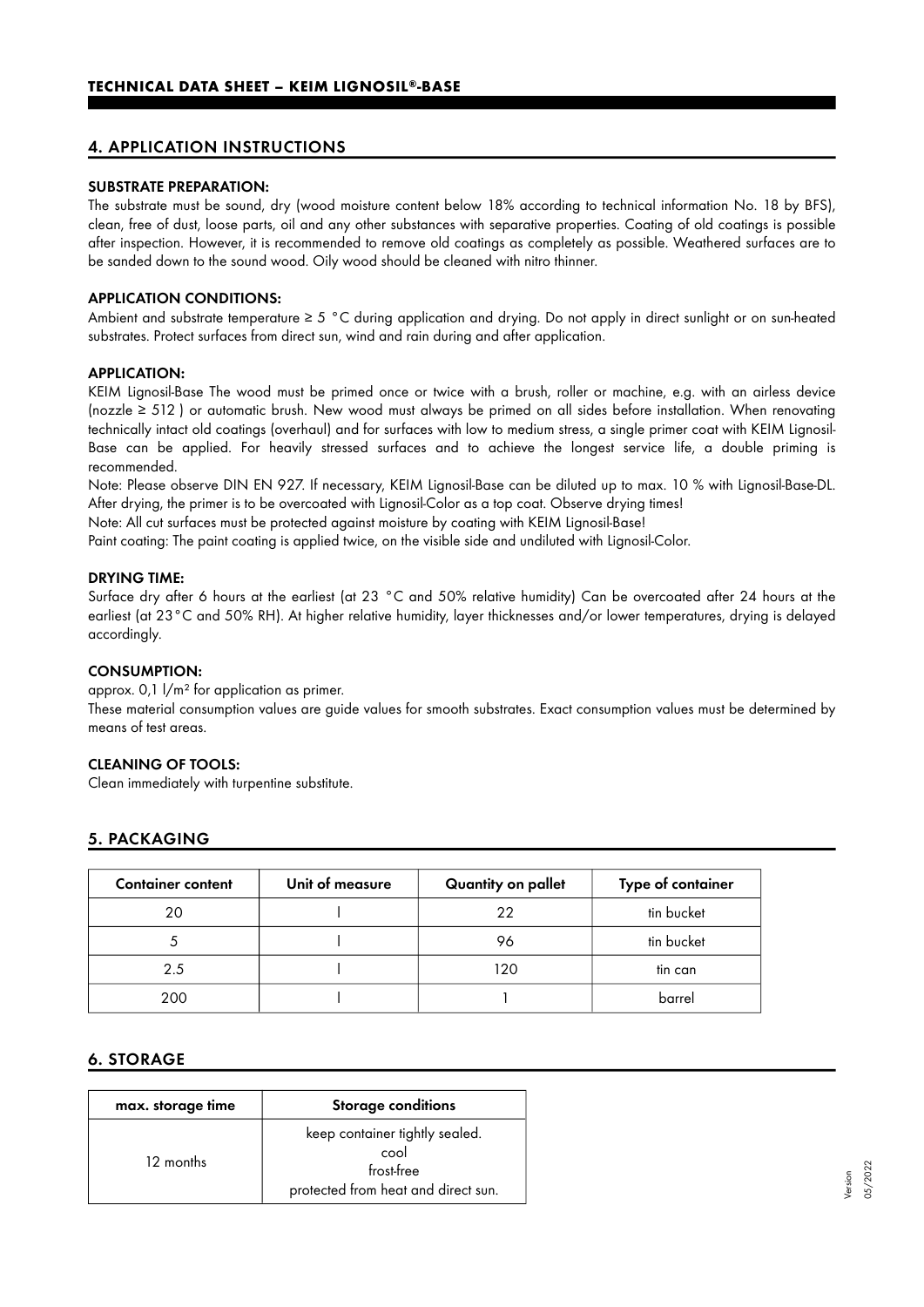## 4. APPLICATION INSTRUCTIONS

### SUBSTRATE PREPARATION:

The substrate must be sound, dry (wood moisture content below 18% according to technical information No. 18 by BFS), clean, free of dust, loose parts, oil and any other substances with separative properties. Coating of old coatings is possible after inspection. However, it is recommended to remove old coatings as completely as possible. Weathered surfaces are to be sanded down to the sound wood. Oily wood should be cleaned with nitro thinner.

### APPLICATION CONDITIONS:

Ambient and substrate temperature ≥ 5 °C during application and drying. Do not apply in direct sunlight or on sun-heated substrates. Protect surfaces from direct sun, wind and rain during and after application.

### APPLICATION:

KEIM Lignosil-Base The wood must be primed once or twice with a brush, roller or machine, e.g. with an airless device (nozzle ≥ 512 ) or automatic brush. New wood must always be primed on all sides before installation. When renovating technically intact old coatings (overhaul) and for surfaces with low to medium stress, a single primer coat with KEIM Lignosil-Base can be applied. For heavily stressed surfaces and to achieve the longest service life, a double priming is recommended.

Note: Please observe DIN EN 927. If necessary, KEIM Lignosil-Base can be diluted up to max. 10 % with Lignosil-Base-DL. After drying, the primer is to be overcoated with Lignosil-Color as a top coat. Observe drying times!

Note: All cut surfaces must be protected against moisture by coating with KEIM Lignosil-Base!

Paint coating: The paint coating is applied twice, on the visible side and undiluted with Lignosil-Color.

### DRYING TIME:

Surface dry after 6 hours at the earliest (at 23 °C and 50% relative humidity) Can be overcoated after 24 hours at the earliest (at 23°C and 50% RH). At higher relative humidity, layer thicknesses and/or lower temperatures, drying is delayed accordingly.

### CONSUMPTION:

approx. 0,1 l/m² for application as primer.

These material consumption values are guide values for smooth substrates. Exact consumption values must be determined by means of test areas.

### CLEANING OF TOOLS:

Clean immediately with turpentine substitute.

## 5. PACKAGING

| Container content | Unit of measure | Quantity on pallet | Type of container |
|---|---|---|---|
| 20 | l | 22 | tin bucket |
| 5 | l | 96 | tin bucket |
| 2.5 | l | 120 | tin can |
| 200 | l | 1 | barrel |

## 6. STORAGE

| max. storage time | Storage conditions |
|---|---|
| 12 months | keep container tightly sealed.<br>cool<br>frost-free<br>protected from heat and direct sun. |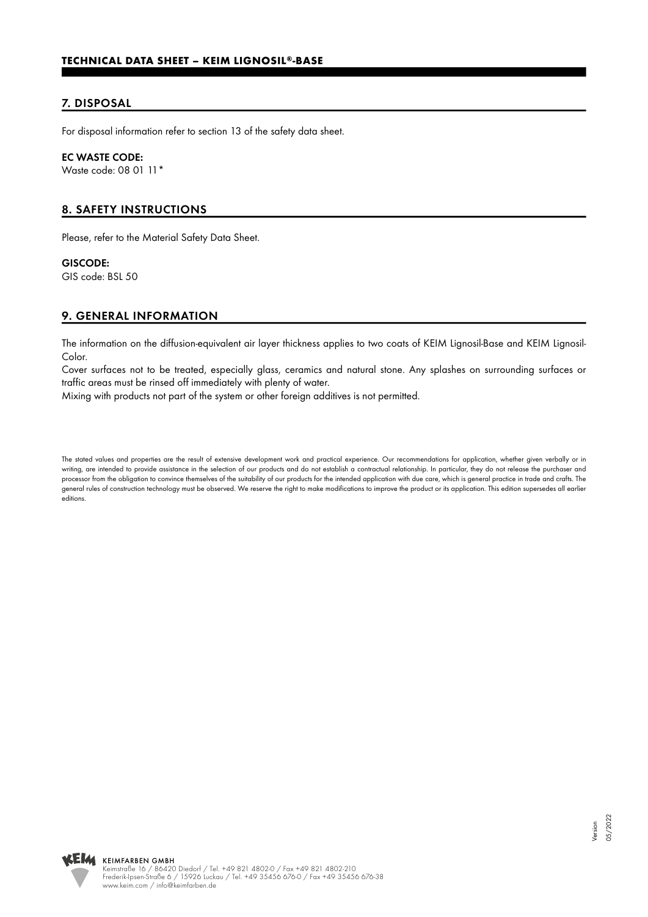## 7. DISPOSAL

For disposal information refer to section 13 of the safety data sheet.

**EC WASTE CODE:**
Waste code: 08 01 11*

## 8. SAFETY INSTRUCTIONS

Please, refer to the Material Safety Data Sheet.

**GISCODE:**
GIS code: BSL 50

## 9. GENERAL INFORMATION

The information on the diffusion-equivalent air layer thickness applies to two coats of KEIM Lignosil-Base and KEIM Lignosil-Color.

Cover surfaces not to be treated, especially glass, ceramics and natural stone. Any splashes on surrounding surfaces or traffic areas must be rinsed off immediately with plenty of water.

Mixing with products not part of the system or other foreign additives is not permitted.

The stated values and properties are the result of extensive development work and practical experience. Our recommendations for application, whether given verbally or in writing, are intended to provide assistance in the selection of our products and do not establish a contractual relationship. In particular, they do not release the purchaser and processor from the obligation to convince themselves of the suitability of our products for the intended application with due care, which is general practice in trade and crafts. The general rules of construction technology must be observed. We reserve the right to make modifications to improve the product or its application. This edition supersedes all earlier editions.

KEIMFARBEN GMBH
Keimstraße 16 / 86420 Diedorf / Tel. +49 821 4802-0 / Fax +49 821 4802-210
Frederik-Ipsen-Straße 6 / 15926 Luckau / Tel. +49 35456 676-0 / Fax +49 35456 676-38
www.keim.com / info@keimfarben.de

Version 05/2022